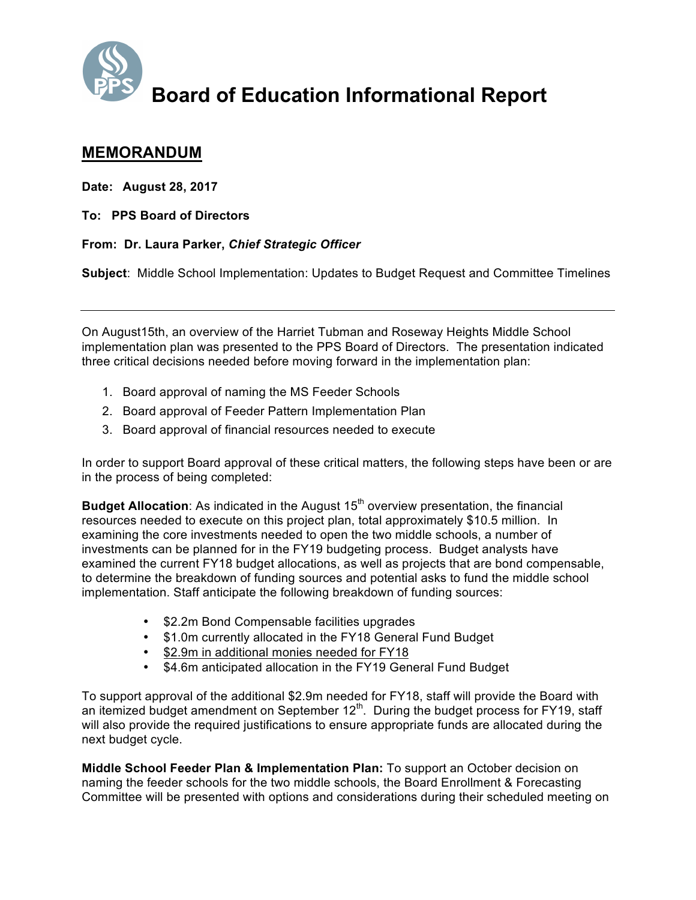# Board of Education Informational Report

## MEMORANDUM

**Date: August 28, 2017**

**To: PPS Board of Directors**

**From: Dr. Laura Parker, *Chief Strategic Officer***

**Subject**: Middle School Implementation: Updates to Budget Request and Committee Timelines

---

On August15th, an overview of the Harriet Tubman and Roseway Heights Middle School implementation plan was presented to the PPS Board of Directors. The presentation indicated three critical decisions needed before moving forward in the implementation plan:

1. Board approval of naming the MS Feeder Schools
2. Board approval of Feeder Pattern Implementation Plan
3. Board approval of financial resources needed to execute

In order to support Board approval of these critical matters, the following steps have been or are in the process of being completed:

**Budget Allocation**: As indicated in the August 15th overview presentation, the financial resources needed to execute on this project plan, total approximately $10.5 million. In examining the core investments needed to open the two middle schools, a number of investments can be planned for in the FY19 budgeting process. Budget analysts have examined the current FY18 budget allocations, as well as projects that are bond compensable, to determine the breakdown of funding sources and potential asks to fund the middle school implementation. Staff anticipate the following breakdown of funding sources:

- $2.2m Bond Compensable facilities upgrades
- $1.0m currently allocated in the FY18 General Fund Budget
- <u>$2.9m in additional monies needed for FY18</u>
- $4.6m anticipated allocation in the FY19 General Fund Budget

To support approval of the additional $2.9m needed for FY18, staff will provide the Board with an itemized budget amendment on September 12th. During the budget process for FY19, staff will also provide the required justifications to ensure appropriate funds are allocated during the next budget cycle.

**Middle School Feeder Plan & Implementation Plan:** To support an October decision on naming the feeder schools for the two middle schools, the Board Enrollment & Forecasting Committee will be presented with options and considerations during their scheduled meeting on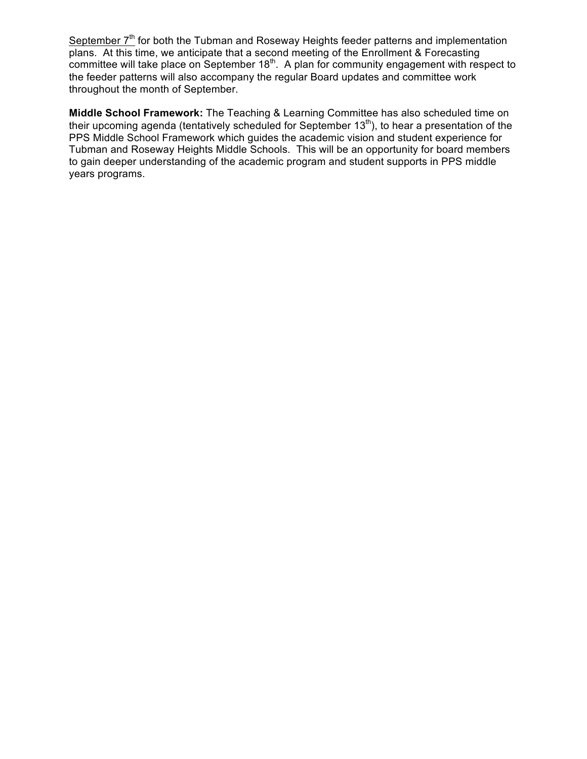September 7th for both the Tubman and Roseway Heights feeder patterns and implementation plans. At this time, we anticipate that a second meeting of the Enrollment & Forecasting committee will take place on September 18th. A plan for community engagement with respect to the feeder patterns will also accompany the regular Board updates and committee work throughout the month of September.

**Middle School Framework:** The Teaching & Learning Committee has also scheduled time on their upcoming agenda (tentatively scheduled for September 13th), to hear a presentation of the PPS Middle School Framework which guides the academic vision and student experience for Tubman and Roseway Heights Middle Schools. This will be an opportunity for board members to gain deeper understanding of the academic program and student supports in PPS middle years programs.